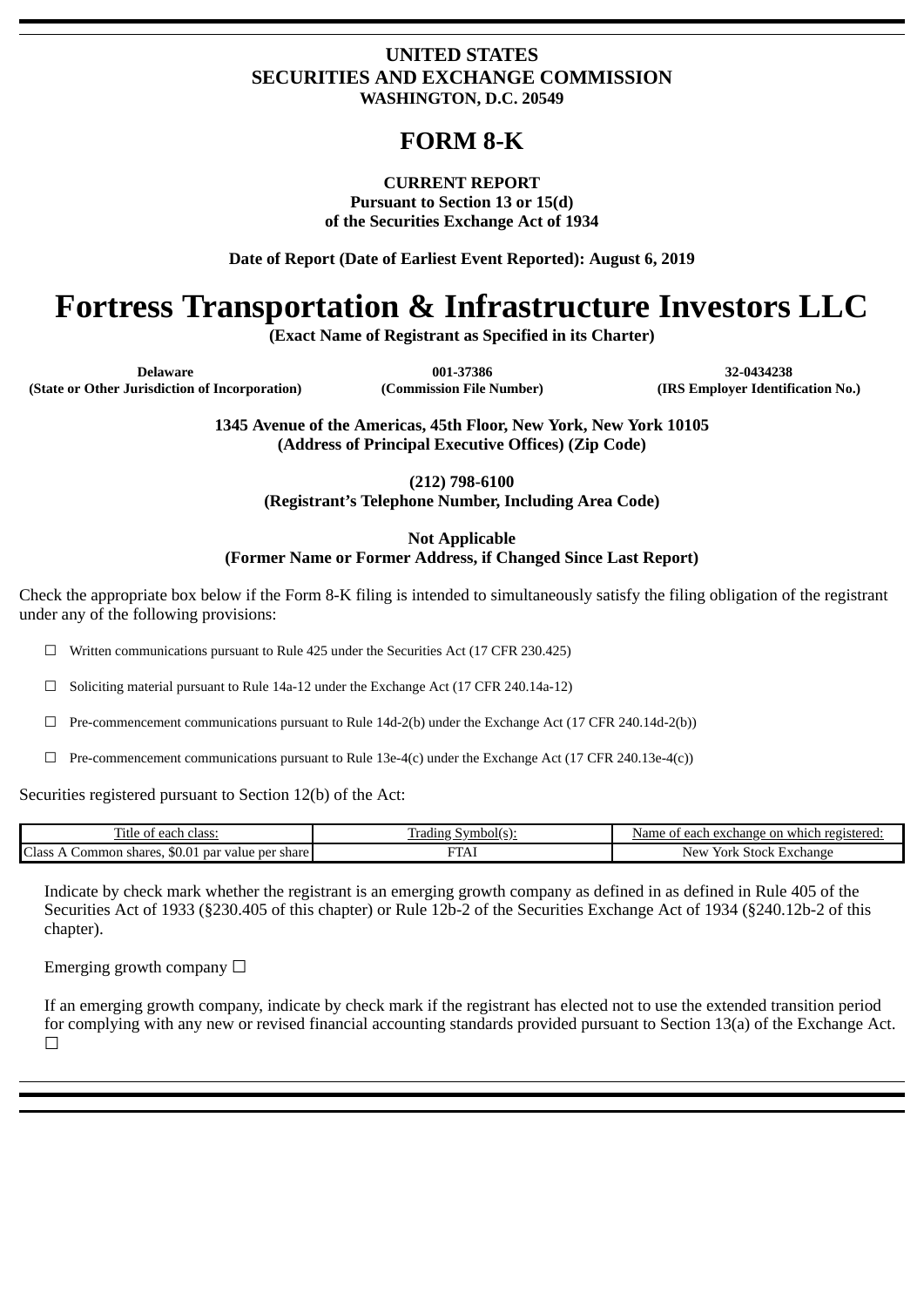**UNITED STATES**
**SECURITIES AND EXCHANGE COMMISSION**
**WASHINGTON, D.C. 20549**

# FORM 8-K

**CURRENT REPORT**
**Pursuant to Section 13 or 15(d)**
**of the Securities Exchange Act of 1934**

**Date of Report (Date of Earliest Event Reported): August 6, 2019**

# Fortress Transportation & Infrastructure Investors LLC

**(Exact Name of Registrant as Specified in its Charter)**

| Delaware | 001-37386 | 32-0434238 |
|---|---|---|
| (State or Other Jurisdiction of Incorporation) | (Commission File Number) | (IRS Employer Identification No.) |

**1345 Avenue of the Americas, 45th Floor, New York, New York 10105**
**(Address of Principal Executive Offices) (Zip Code)**

**(212) 798-6100**
**(Registrant's Telephone Number, Including Area Code)**

**Not Applicable**
**(Former Name or Former Address, if Changed Since Last Report)**

Check the appropriate box below if the Form 8-K filing is intended to simultaneously satisfy the filing obligation of the registrant under any of the following provisions:

☐ Written communications pursuant to Rule 425 under the Securities Act (17 CFR 230.425)

☐ Soliciting material pursuant to Rule 14a-12 under the Exchange Act (17 CFR 240.14a-12)

☐ Pre-commencement communications pursuant to Rule 14d-2(b) under the Exchange Act (17 CFR 240.14d-2(b))

☐ Pre-commencement communications pursuant to Rule 13e-4(c) under the Exchange Act (17 CFR 240.13e-4(c))

Securities registered pursuant to Section 12(b) of the Act:

| Title of each class: | Trading Symbol(s): | Name of each exchange on which registered: |
|---|---|---|
| Class A Common shares, $0.01 par value per share | FTAI | New York Stock Exchange |

Indicate by check mark whether the registrant is an emerging growth company as defined in as defined in Rule 405 of the Securities Act of 1933 (§230.405 of this chapter) or Rule 12b-2 of the Securities Exchange Act of 1934 (§240.12b-2 of this chapter).

Emerging growth company ☐

If an emerging growth company, indicate by check mark if the registrant has elected not to use the extended transition period for complying with any new or revised financial accounting standards provided pursuant to Section 13(a) of the Exchange Act. ☐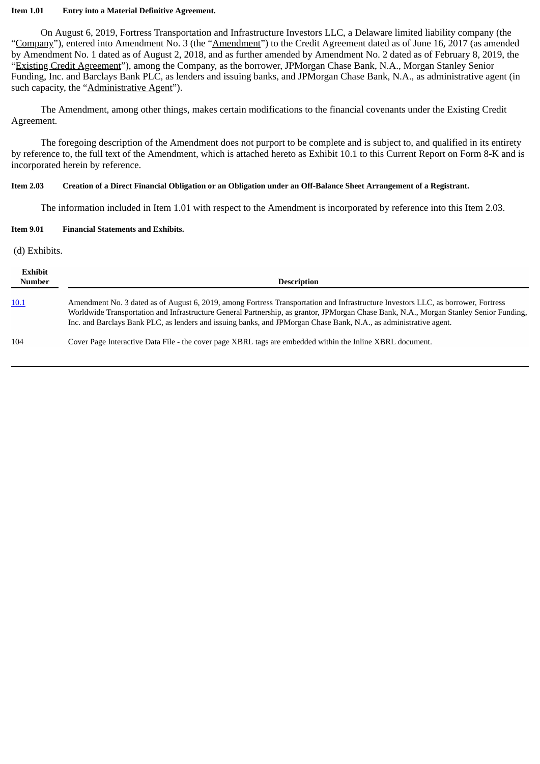**Item 1.01 Entry into a Material Definitive Agreement.**

On August 6, 2019, Fortress Transportation and Infrastructure Investors LLC, a Delaware limited liability company (the "Company"), entered into Amendment No. 3 (the "Amendment") to the Credit Agreement dated as of June 16, 2017 (as amended by Amendment No. 1 dated as of August 2, 2018, and as further amended by Amendment No. 2 dated as of February 8, 2019, the "Existing Credit Agreement"), among the Company, as the borrower, JPMorgan Chase Bank, N.A., Morgan Stanley Senior Funding, Inc. and Barclays Bank PLC, as lenders and issuing banks, and JPMorgan Chase Bank, N.A., as administrative agent (in such capacity, the "Administrative Agent").

The Amendment, among other things, makes certain modifications to the financial covenants under the Existing Credit Agreement.

The foregoing description of the Amendment does not purport to be complete and is subject to, and qualified in its entirety by reference to, the full text of the Amendment, which is attached hereto as Exhibit 10.1 to this Current Report on Form 8-K and is incorporated herein by reference.

**Item 2.03 Creation of a Direct Financial Obligation or an Obligation under an Off-Balance Sheet Arrangement of a Registrant.**

The information included in Item 1.01 with respect to the Amendment is incorporated by reference into this Item 2.03.

**Item 9.01 Financial Statements and Exhibits.**

(d) Exhibits.

| Exhibit Number | Description |
|---|---|
| 10.1 | Amendment No. 3 dated as of August 6, 2019, among Fortress Transportation and Infrastructure Investors LLC, as borrower, Fortress Worldwide Transportation and Infrastructure General Partnership, as grantor, JPMorgan Chase Bank, N.A., Morgan Stanley Senior Funding, Inc. and Barclays Bank PLC, as lenders and issuing banks, and JPMorgan Chase Bank, N.A., as administrative agent. |
| 104 | Cover Page Interactive Data File - the cover page XBRL tags are embedded within the Inline XBRL document. |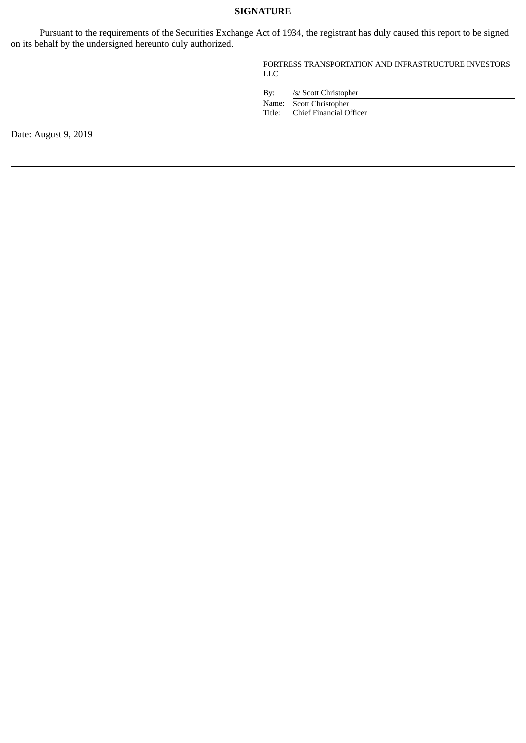**SIGNATURE**

Pursuant to the requirements of the Securities Exchange Act of 1934, the registrant has duly caused this report to be signed on its behalf by the undersigned hereunto duly authorized.

FORTRESS TRANSPORTATION AND INFRASTRUCTURE INVESTORS LLC

By: /s/ Scott Christopher
Name: Scott Christopher
Title: Chief Financial Officer

Date: August 9, 2019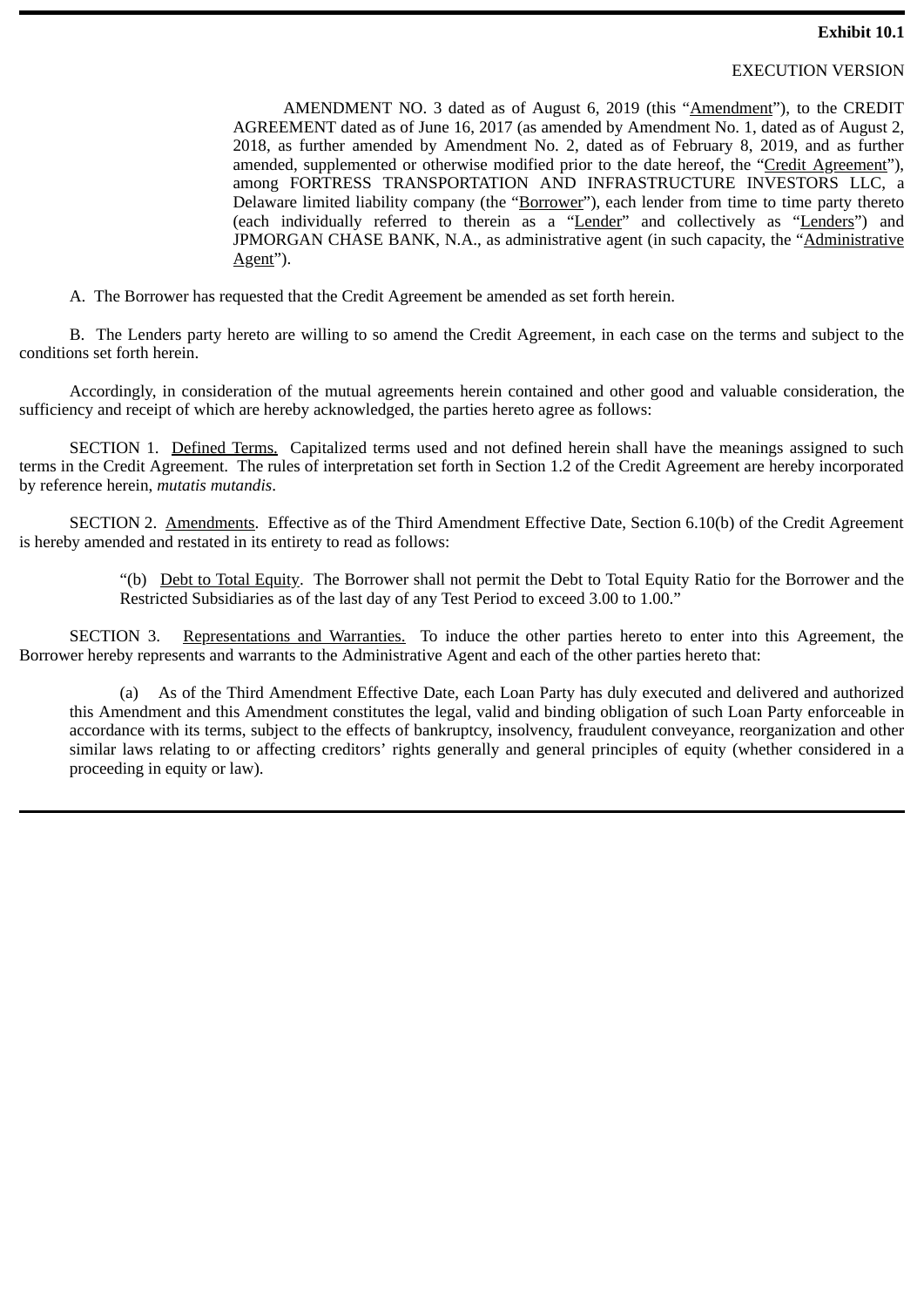**Exhibit 10.1**

EXECUTION VERSION

AMENDMENT NO. 3 dated as of August 6, 2019 (this "Amendment"), to the CREDIT AGREEMENT dated as of June 16, 2017 (as amended by Amendment No. 1, dated as of August 2, 2018, as further amended by Amendment No. 2, dated as of February 8, 2019, and as further amended, supplemented or otherwise modified prior to the date hereof, the "Credit Agreement"), among FORTRESS TRANSPORTATION AND INFRASTRUCTURE INVESTORS LLC, a Delaware limited liability company (the "Borrower"), each lender from time to time party thereto (each individually referred to therein as a "Lender" and collectively as "Lenders") and JPMORGAN CHASE BANK, N.A., as administrative agent (in such capacity, the "Administrative Agent").

A. The Borrower has requested that the Credit Agreement be amended as set forth herein.

B. The Lenders party hereto are willing to so amend the Credit Agreement, in each case on the terms and subject to the conditions set forth herein.

Accordingly, in consideration of the mutual agreements herein contained and other good and valuable consideration, the sufficiency and receipt of which are hereby acknowledged, the parties hereto agree as follows:

SECTION 1. Defined Terms. Capitalized terms used and not defined herein shall have the meanings assigned to such terms in the Credit Agreement. The rules of interpretation set forth in Section 1.2 of the Credit Agreement are hereby incorporated by reference herein, *mutatis mutandis*.

SECTION 2. Amendments. Effective as of the Third Amendment Effective Date, Section 6.10(b) of the Credit Agreement is hereby amended and restated in its entirety to read as follows:

> "(b) Debt to Total Equity. The Borrower shall not permit the Debt to Total Equity Ratio for the Borrower and the Restricted Subsidiaries as of the last day of any Test Period to exceed 3.00 to 1.00."

SECTION 3. Representations and Warranties. To induce the other parties hereto to enter into this Agreement, the Borrower hereby represents and warrants to the Administrative Agent and each of the other parties hereto that:

(a) As of the Third Amendment Effective Date, each Loan Party has duly executed and delivered and authorized this Amendment and this Amendment constitutes the legal, valid and binding obligation of such Loan Party enforceable in accordance with its terms, subject to the effects of bankruptcy, insolvency, fraudulent conveyance, reorganization and other similar laws relating to or affecting creditors' rights generally and general principles of equity (whether considered in a proceeding in equity or law).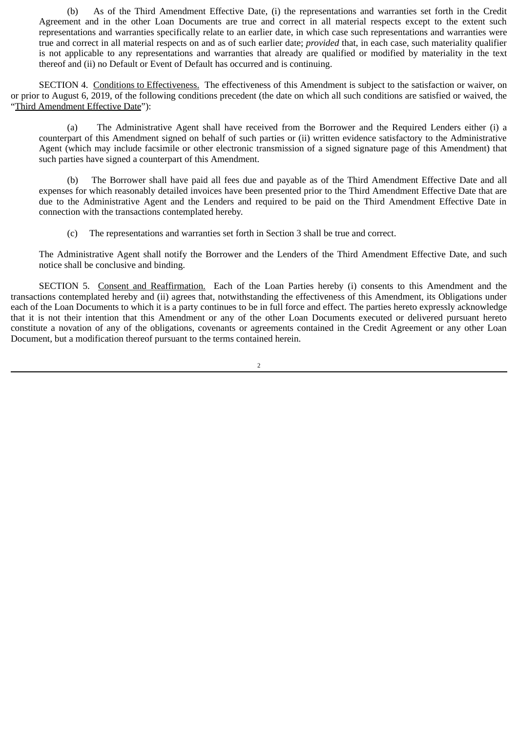(b) As of the Third Amendment Effective Date, (i) the representations and warranties set forth in the Credit Agreement and in the other Loan Documents are true and correct in all material respects except to the extent such representations and warranties specifically relate to an earlier date, in which case such representations and warranties were true and correct in all material respects on and as of such earlier date; *provided* that, in each case, such materiality qualifier is not applicable to any representations and warranties that already are qualified or modified by materiality in the text thereof and (ii) no Default or Event of Default has occurred and is continuing.

SECTION 4. Conditions to Effectiveness. The effectiveness of this Amendment is subject to the satisfaction or waiver, on or prior to August 6, 2019, of the following conditions precedent (the date on which all such conditions are satisfied or waived, the "Third Amendment Effective Date"):

(a) The Administrative Agent shall have received from the Borrower and the Required Lenders either (i) a counterpart of this Amendment signed on behalf of such parties or (ii) written evidence satisfactory to the Administrative Agent (which may include facsimile or other electronic transmission of a signed signature page of this Amendment) that such parties have signed a counterpart of this Amendment.

(b) The Borrower shall have paid all fees due and payable as of the Third Amendment Effective Date and all expenses for which reasonably detailed invoices have been presented prior to the Third Amendment Effective Date that are due to the Administrative Agent and the Lenders and required to be paid on the Third Amendment Effective Date in connection with the transactions contemplated hereby.

(c) The representations and warranties set forth in Section 3 shall be true and correct.

The Administrative Agent shall notify the Borrower and the Lenders of the Third Amendment Effective Date, and such notice shall be conclusive and binding.

SECTION 5. Consent and Reaffirmation. Each of the Loan Parties hereby (i) consents to this Amendment and the transactions contemplated hereby and (ii) agrees that, notwithstanding the effectiveness of this Amendment, its Obligations under each of the Loan Documents to which it is a party continues to be in full force and effect. The parties hereto expressly acknowledge that it is not their intention that this Amendment or any of the other Loan Documents executed or delivered pursuant hereto constitute a novation of any of the obligations, covenants or agreements contained in the Credit Agreement or any other Loan Document, but a modification thereof pursuant to the terms contained herein.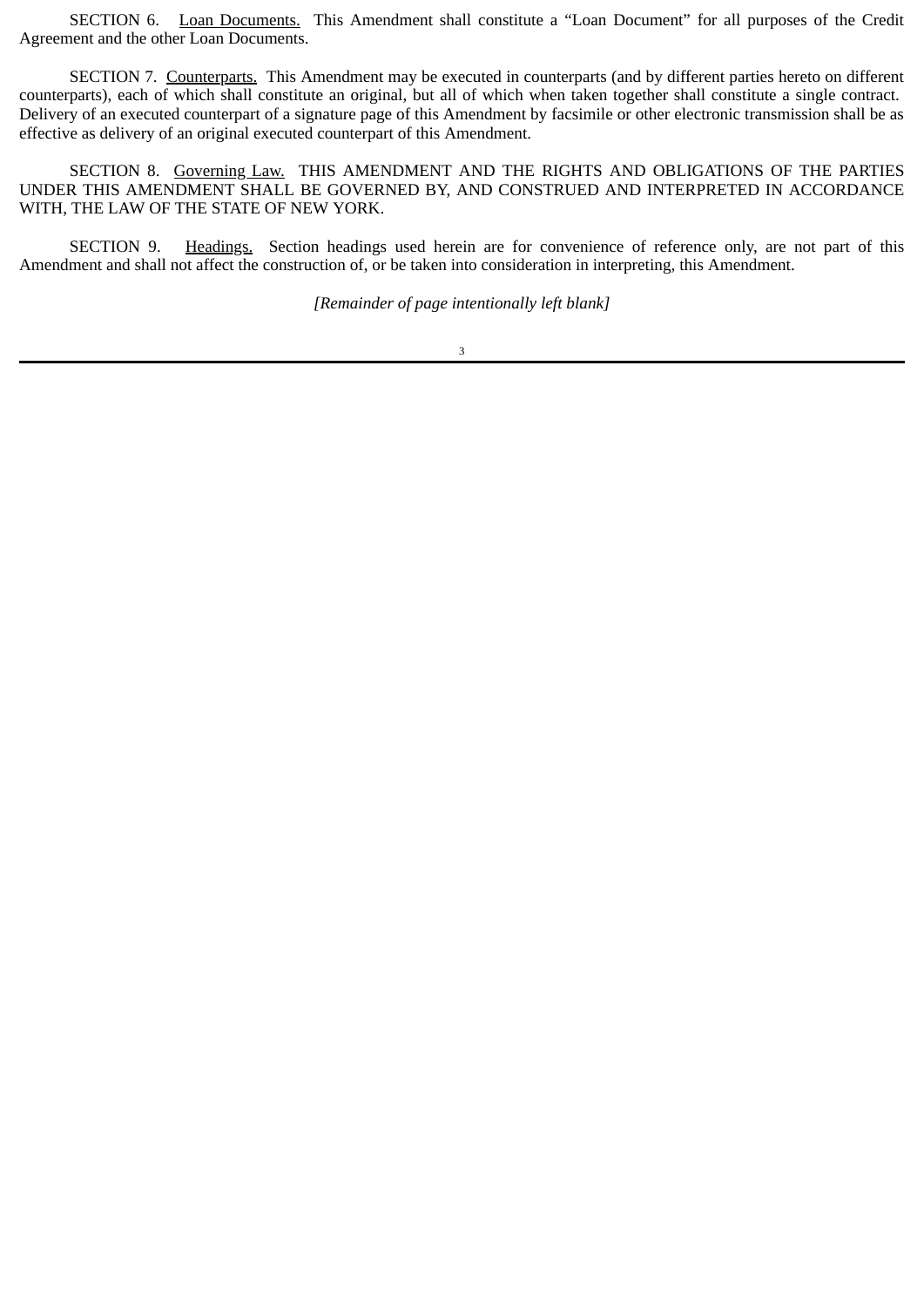SECTION 6. Loan Documents. This Amendment shall constitute a "Loan Document" for all purposes of the Credit Agreement and the other Loan Documents.

SECTION 7. Counterparts. This Amendment may be executed in counterparts (and by different parties hereto on different counterparts), each of which shall constitute an original, but all of which when taken together shall constitute a single contract. Delivery of an executed counterpart of a signature page of this Amendment by facsimile or other electronic transmission shall be as effective as delivery of an original executed counterpart of this Amendment.

SECTION 8. Governing Law. THIS AMENDMENT AND THE RIGHTS AND OBLIGATIONS OF THE PARTIES UNDER THIS AMENDMENT SHALL BE GOVERNED BY, AND CONSTRUED AND INTERPRETED IN ACCORDANCE WITH, THE LAW OF THE STATE OF NEW YORK.

SECTION 9. Headings. Section headings used herein are for convenience of reference only, are not part of this Amendment and shall not affect the construction of, or be taken into consideration in interpreting, this Amendment.

*[Remainder of page intentionally left blank]*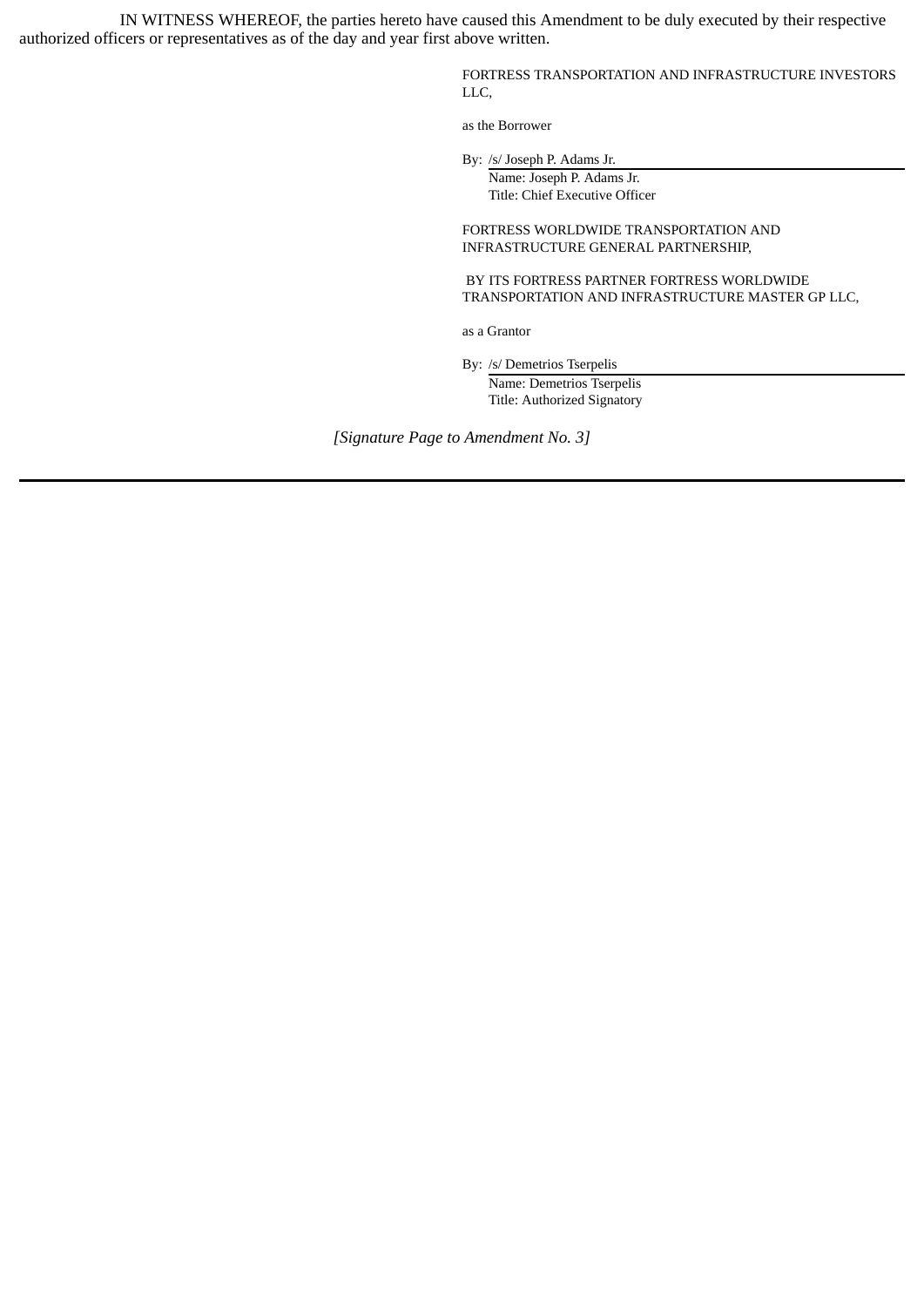IN WITNESS WHEREOF, the parties hereto have caused this Amendment to be duly executed by their respective authorized officers or representatives as of the day and year first above written.

FORTRESS TRANSPORTATION AND INFRASTRUCTURE INVESTORS LLC,

as the Borrower

By: /s/ Joseph P. Adams Jr.
Name: Joseph P. Adams Jr.
Title: Chief Executive Officer

FORTRESS WORLDWIDE TRANSPORTATION AND INFRASTRUCTURE GENERAL PARTNERSHIP,

BY ITS FORTRESS PARTNER FORTRESS WORLDWIDE TRANSPORTATION AND INFRASTRUCTURE MASTER GP LLC,

as a Grantor

By: /s/ Demetrios Tserpelis
Name: Demetrios Tserpelis
Title: Authorized Signatory

*[Signature Page to Amendment No. 3]*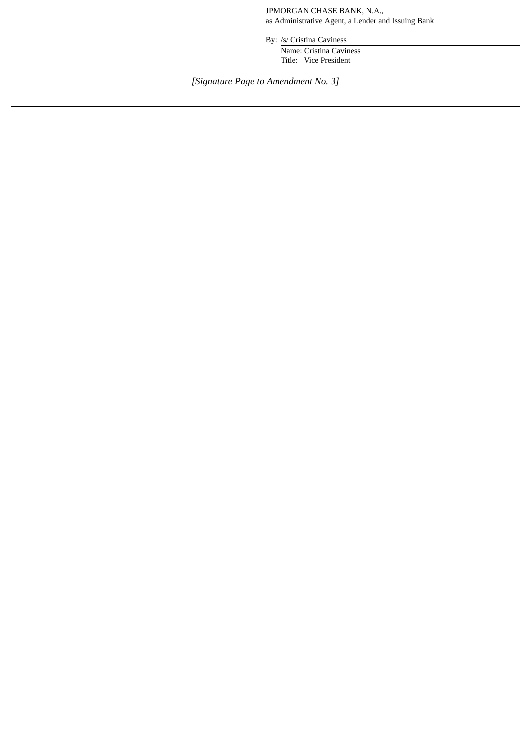JPMORGAN CHASE BANK, N.A.,
as Administrative Agent, a Lender and Issuing Bank

By: /s/ Cristina Caviness
Name: Cristina Caviness
Title: Vice President

*[Signature Page to Amendment No. 3]*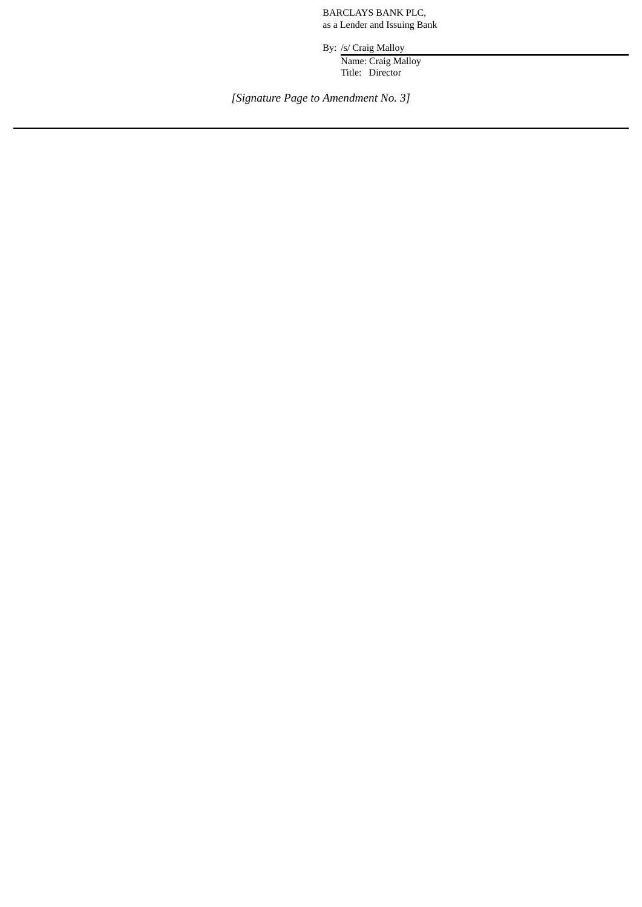BARCLAYS BANK PLC,
as a Lender and Issuing Bank

By: /s/ Craig Malloy
Name: Craig Malloy
Title: Director

*[Signature Page to Amendment No. 3]*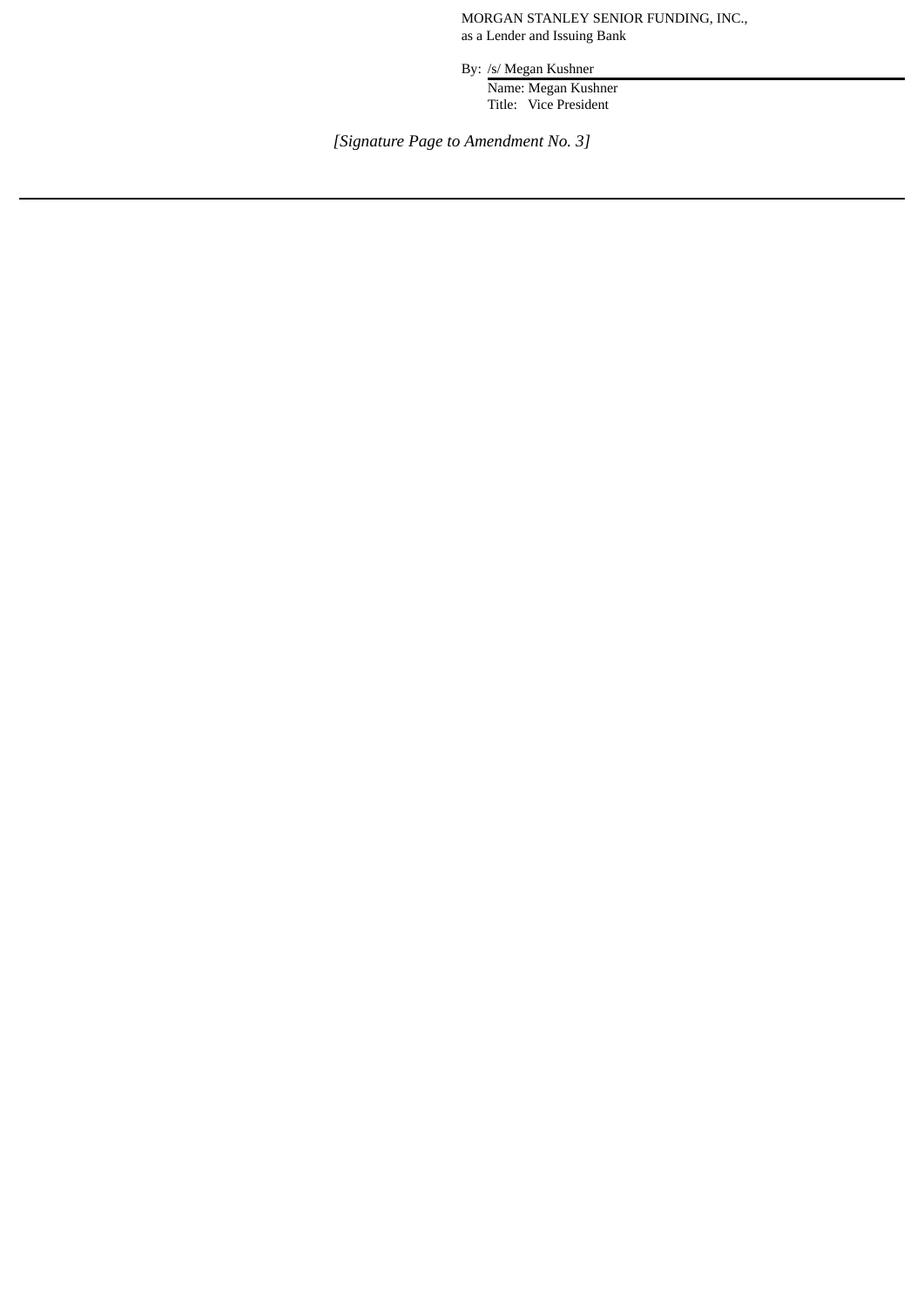MORGAN STANLEY SENIOR FUNDING, INC.,
as a Lender and Issuing Bank

By: /s/ Megan Kushner
Name: Megan Kushner
Title: Vice President

*[Signature Page to Amendment No. 3]*